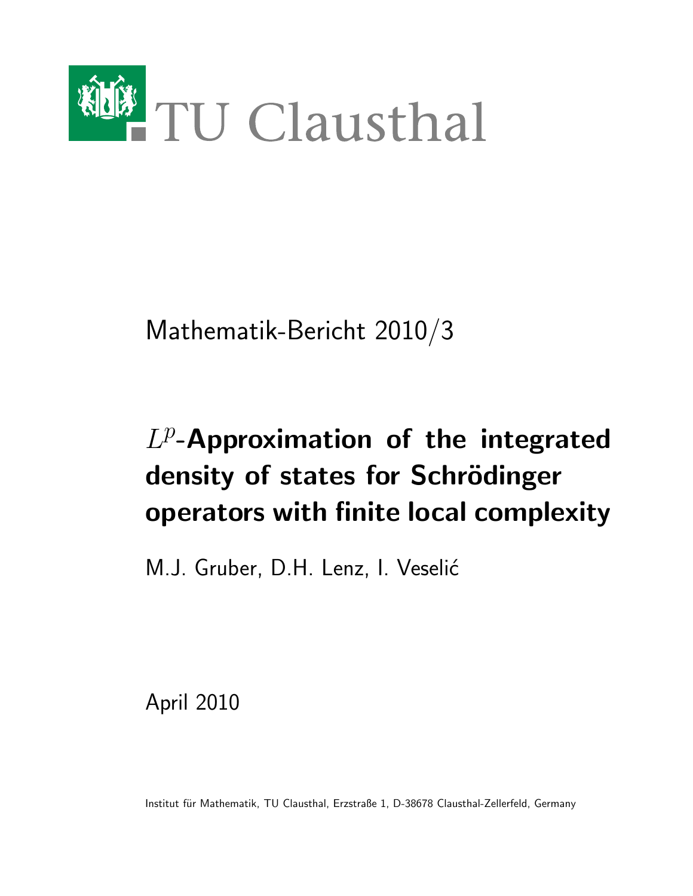TU Clausthal

Mathematik-Bericht 2010/3

# $L^p$-Approximation of the integrated density of states for Schrödinger operators with finite local complexity

M.J. Gruber, D.H. Lenz, I. Veselić

April 2010

Institut für Mathematik, TU Clausthal, Erzstraße 1, D-38678 Clausthal-Zellerfeld, Germany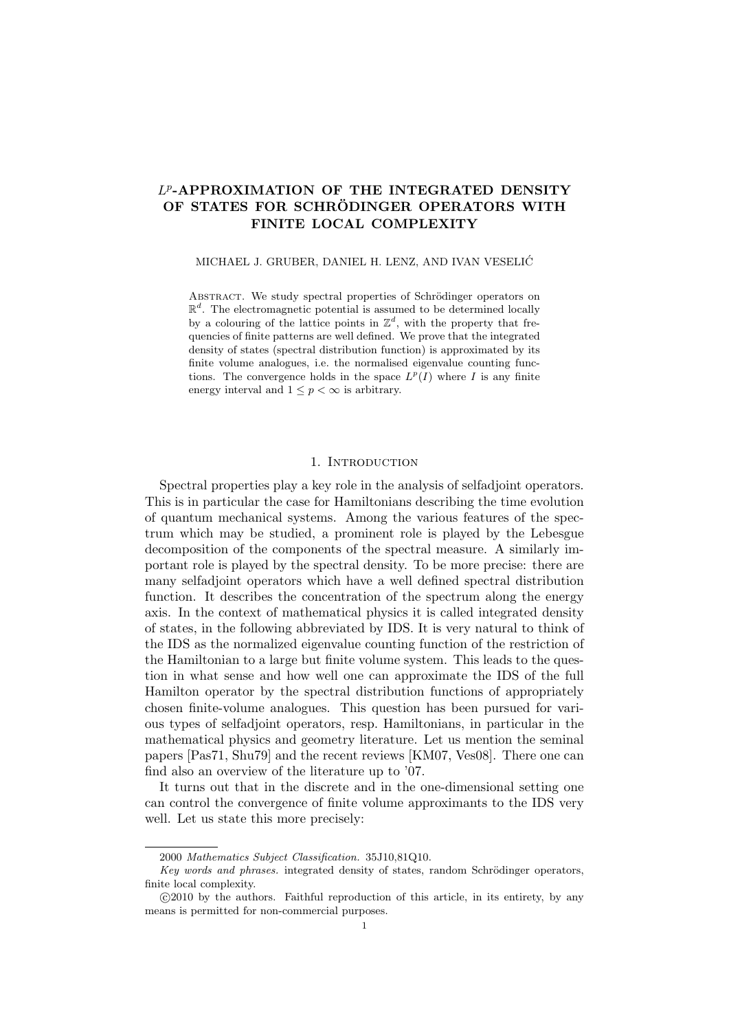# $L^p$-APPROXIMATION OF THE INTEGRATED DENSITY OF STATES FOR SCHRÖDINGER OPERATORS WITH FINITE LOCAL COMPLEXITY

MICHAEL J. GRUBER, DANIEL H. LENZ, AND IVAN VESELIĆ

ABSTRACT. We study spectral properties of Schrödinger operators on $\mathbb{R}^d$. The electromagnetic potential is assumed to be determined locally by a colouring of the lattice points in $\mathbb{Z}^d$, with the property that frequencies of finite patterns are well defined. We prove that the integrated density of states (spectral distribution function) is approximated by its finite volume analogues, i.e. the normalised eigenvalue counting functions. The convergence holds in the space $L^p(I)$ where $I$ is any finite energy interval and $1 \le p < \infty$ is arbitrary.

## 1. Introduction

Spectral properties play a key role in the analysis of selfadjoint operators. This is in particular the case for Hamiltonians describing the time evolution of quantum mechanical systems. Among the various features of the spectrum which may be studied, a prominent role is played by the Lebesgue decomposition of the components of the spectral measure. A similarly important role is played by the spectral density. To be more precise: there are many selfadjoint operators which have a well defined spectral distribution function. It describes the concentration of the spectrum along the energy axis. In the context of mathematical physics it is called integrated density of states, in the following abbreviated by IDS. It is very natural to think of the IDS as the normalized eigenvalue counting function of the restriction of the Hamiltonian to a large but finite volume system. This leads to the question in what sense and how well one can approximate the IDS of the full Hamilton operator by the spectral distribution functions of appropriately chosen finite-volume analogues. This question has been pursued for various types of selfadjoint operators, resp. Hamiltonians, in particular in the mathematical physics and geometry literature. Let us mention the seminal papers [Pas71, Shu79] and the recent reviews [KM07, Ves08]. There one can find also an overview of the literature up to '07.

It turns out that in the discrete and in the one-dimensional setting one can control the convergence of finite volume approximants to the IDS very well. Let us state this more precisely:

---

2000 *Mathematics Subject Classification.* 35J10,81Q10.

*Key words and phrases.* integrated density of states, random Schrödinger operators, finite local complexity.

©2010 by the authors. Faithful reproduction of this article, in its entirety, by any means is permitted for non-commercial purposes.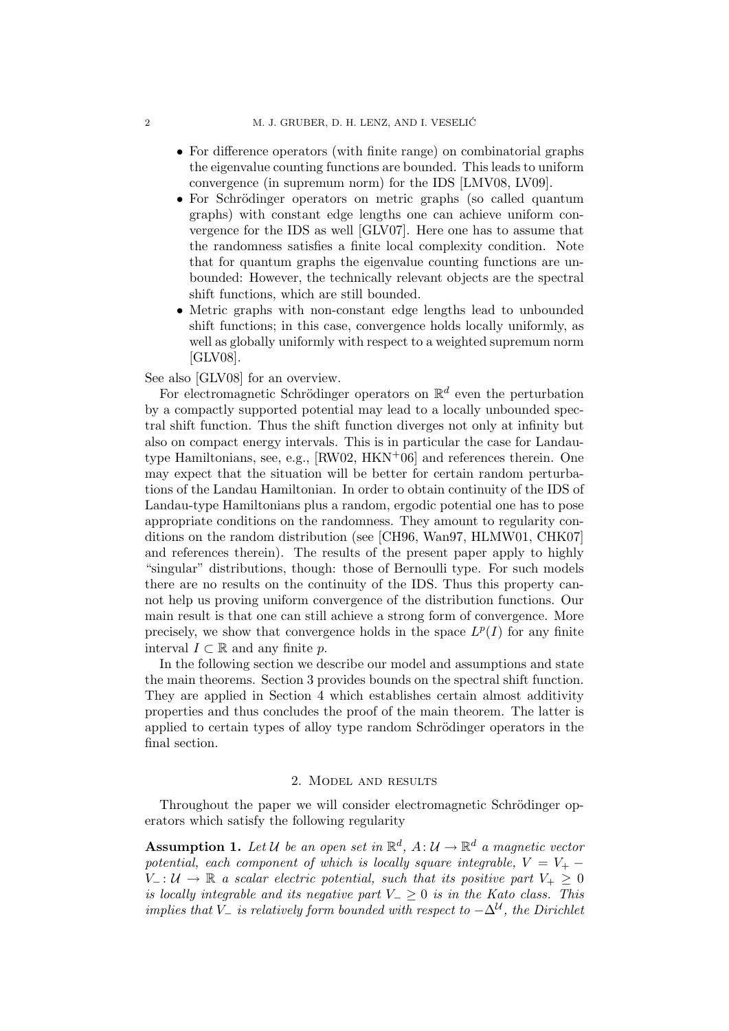- For difference operators (with finite range) on combinatorial graphs the eigenvalue counting functions are bounded. This leads to uniform convergence (in supremum norm) for the IDS [LMV08, LV09].
- For Schrödinger operators on metric graphs (so called quantum graphs) with constant edge lengths one can achieve uniform convergence for the IDS as well [GLV07]. Here one has to assume that the randomness satisfies a finite local complexity condition. Note that for quantum graphs the eigenvalue counting functions are unbounded: However, the technically relevant objects are the spectral shift functions, which are still bounded.
- Metric graphs with non-constant edge lengths lead to unbounded shift functions; in this case, convergence holds locally uniformly, as well as globally uniformly with respect to a weighted supremum norm [GLV08].

See also [GLV08] for an overview.

For electromagnetic Schrödinger operators on $\mathbb{R}^d$ even the perturbation by a compactly supported potential may lead to a locally unbounded spectral shift function. Thus the shift function diverges not only at infinity but also on compact energy intervals. This is in particular the case for Landau-type Hamiltonians, see, e.g., [RW02, HKN+06] and references therein. One may expect that the situation will be better for certain random perturbations of the Landau Hamiltonian. In order to obtain continuity of the IDS of Landau-type Hamiltonians plus a random, ergodic potential one has to pose appropriate conditions on the randomness. They amount to regularity conditions on the random distribution (see [CH96, Wan97, HLMW01, CHK07] and references therein). The results of the present paper apply to highly "singular" distributions, though: those of Bernoulli type. For such models there are no results on the continuity of the IDS. Thus this property cannot help us proving uniform convergence of the distribution functions. Our main result is that one can still achieve a strong form of convergence. More precisely, we show that convergence holds in the space $L^p(I)$ for any finite interval $I \subset \mathbb{R}$ and any finite $p$.

In the following section we describe our model and assumptions and state the main theorems. Section 3 provides bounds on the spectral shift function. They are applied in Section 4 which establishes certain almost additivity properties and thus concludes the proof of the main theorem. The latter is applied to certain types of alloy type random Schrödinger operators in the final section.

## 2. Model and results

Throughout the paper we will consider electromagnetic Schrödinger operators which satisfy the following regularity

**Assumption 1.** *Let $\mathcal{U}$ be an open set in $\mathbb{R}^d$, $A\colon \mathcal{U} \to \mathbb{R}^d$ a magnetic vector potential, each component of which is locally square integrable, $V = V_+ - V_-\colon \mathcal{U} \to \mathbb{R}$ a scalar electric potential, such that its positive part $V_+ \geq 0$ is locally integrable and its negative part $V_- \geq 0$ is in the Kato class. This implies that $V_-$ is relatively form bounded with respect to $-\Delta^{\mathcal{U}}$, the Dirichlet*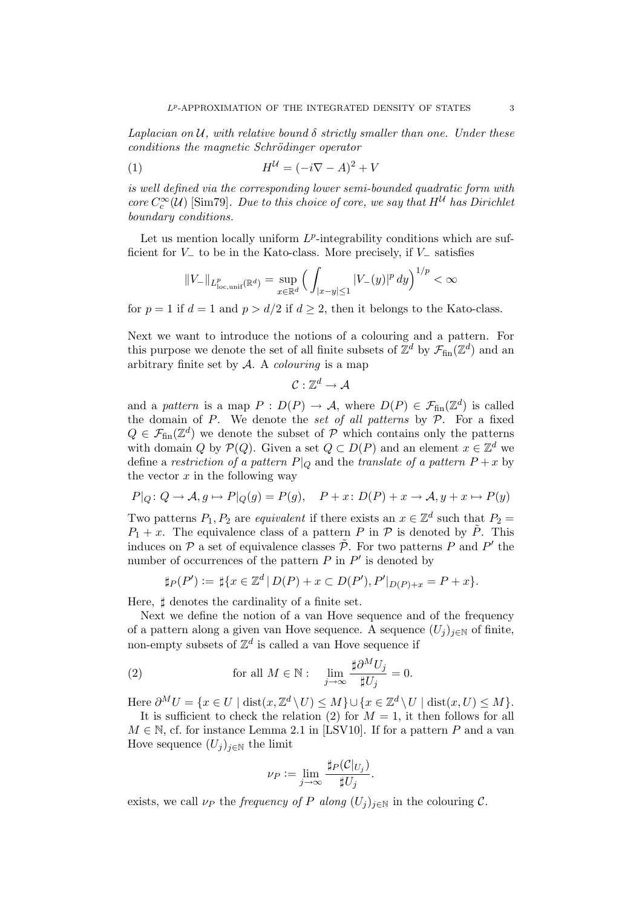*Laplacian on $\mathcal{U}$, with relative bound $\delta$ strictly smaller than one. Under these conditions the magnetic Schrödinger operator*

$$H^{\mathcal{U}} = (-i\nabla - A)^2 + V \tag{1}$$

*is well defined via the corresponding lower semi-bounded quadratic form with core $C_c^\infty(\mathcal{U})$ [Sim79]. Due to this choice of core, we say that $H^{\mathcal{U}}$ has Dirichlet boundary conditions.*

Let us mention locally uniform $L^p$-integrability conditions which are sufficient for $V_-$ to be in the Kato-class. More precisely, if $V_-$ satisfies

$$\|V_-\|_{L^p_{\text{loc,unif}}(\mathbb{R}^d)} = \sup_{x\in\mathbb{R}^d} \Big( \int_{|x-y|\le 1} |V_-(y)|^p \, dy \Big)^{1/p} < \infty$$

for $p = 1$ if $d = 1$ and $p > d/2$ if $d \ge 2$, then it belongs to the Kato-class.

Next we want to introduce the notions of a colouring and a pattern. For this purpose we denote the set of all finite subsets of $\mathbb{Z}^d$ by $\mathcal{F}_{\text{fin}}(\mathbb{Z}^d)$ and an arbitrary finite set by $\mathcal{A}$. A *colouring* is a map

$$\mathcal{C} : \mathbb{Z}^d \to \mathcal{A}$$

and a *pattern* is a map $P : D(P) \to \mathcal{A}$, where $D(P) \in \mathcal{F}_{\text{fin}}(\mathbb{Z}^d)$ is called the domain of $P$. We denote the *set of all patterns* by $\mathcal{P}$. For a fixed $Q \in \mathcal{F}_{\text{fin}}(\mathbb{Z}^d)$ we denote the subset of $\mathcal{P}$ which contains only the patterns with domain $Q$ by $\mathcal{P}(Q)$. Given a set $Q \subset D(P)$ and an element $x \in \mathbb{Z}^d$ we define a *restriction of a pattern* $P|_Q$ and the *translate of a pattern* $P + x$ by the vector $x$ in the following way

$$P|_Q \colon Q \to \mathcal{A}, g \mapsto P|_Q(g) = P(g), \quad P + x \colon D(P) + x \to \mathcal{A}, y + x \mapsto P(y)$$

Two patterns $P_1, P_2$ are *equivalent* if there exists an $x \in \mathbb{Z}^d$ such that $P_2 = P_1 + x$. The equivalence class of a pattern $P$ in $\mathcal{P}$ is denoted by $\tilde{P}$. This induces on $\mathcal{P}$ a set of equivalence classes $\tilde{\mathcal{P}}$. For two patterns $P$ and $P'$ the number of occurrences of the pattern $P$ in $P'$ is denoted by

$$\sharp_P(P') := \sharp\{x \in \mathbb{Z}^d \mid D(P) + x \subset D(P'), P'|_{D(P)+x} = P + x\}.$$

Here, $\sharp$ denotes the cardinality of a finite set.

Next we define the notion of a van Hove sequence and of the frequency of a pattern along a given van Hove sequence. A sequence $(U_j)_{j\in\mathbb{N}}$ of finite, non-empty subsets of $\mathbb{Z}^d$ is called a van Hove sequence if

$$\text{for all } M \in \mathbb{N}: \quad \lim_{j\to\infty} \frac{\sharp \partial^M U_j}{\sharp U_j} = 0. \tag{2}$$

Here $\partial^M U = \{x \in U \mid \text{dist}(x, \mathbb{Z}^d \setminus U) \le M\} \cup \{x \in \mathbb{Z}^d \setminus U \mid \text{dist}(x, U) \le M\}$.

It is sufficient to check the relation (2) for $M = 1$, it then follows for all $M \in \mathbb{N}$, cf. for instance Lemma 2.1 in [LSV10]. If for a pattern $P$ and a van Hove sequence $(U_j)_{j\in\mathbb{N}}$ the limit

$$\nu_P := \lim_{j\to\infty} \frac{\sharp_P(\mathcal{C}|_{U_j})}{\sharp U_j}.$$

exists, we call $\nu_P$ the *frequency of $P$ along* $(U_j)_{j\in\mathbb{N}}$ in the colouring $\mathcal{C}$.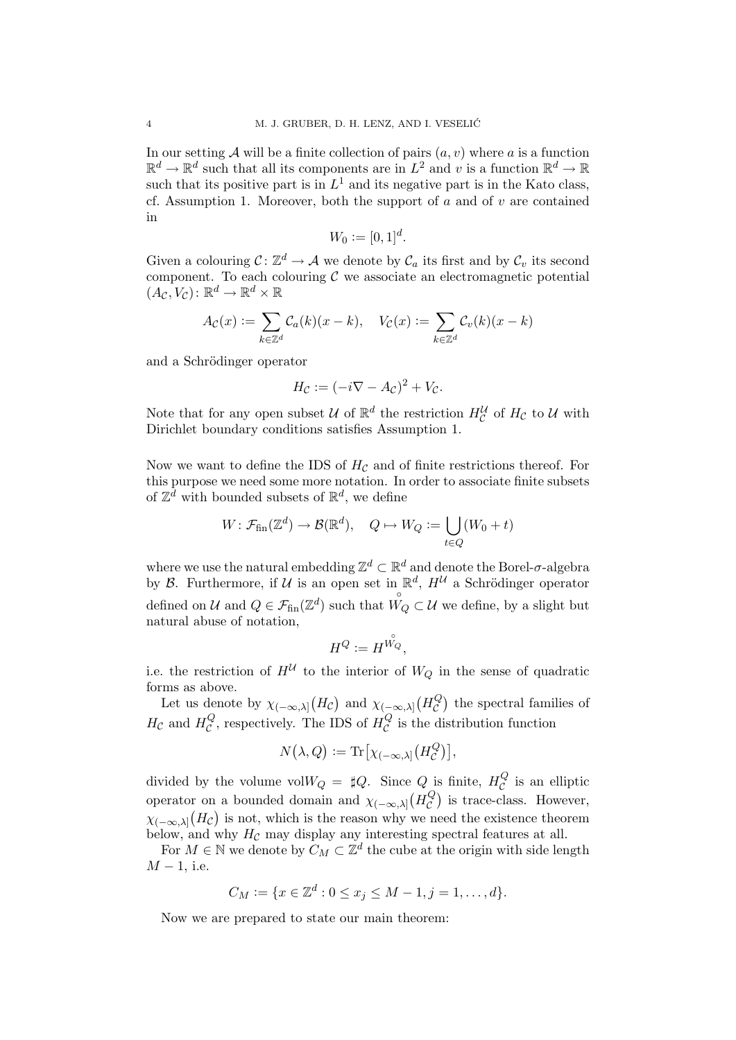In our setting $\mathcal{A}$ will be a finite collection of pairs $(a, v)$ where $a$ is a function $\mathbb{R}^d \to \mathbb{R}^d$ such that all its components are in $L^2$ and $v$ is a function $\mathbb{R}^d \to \mathbb{R}$ such that its positive part is in $L^1$ and its negative part is in the Kato class, cf. Assumption 1. Moreover, both the support of $a$ and of $v$ are contained in

$$W_0 := [0, 1]^d.$$

Given a colouring $\mathcal{C} \colon \mathbb{Z}^d \to \mathcal{A}$ we denote by $\mathcal{C}_a$ its first and by $\mathcal{C}_v$ its second component. To each colouring $\mathcal{C}$ we associate an electromagnetic potential $(A_\mathcal{C}, V_\mathcal{C}) \colon \mathbb{R}^d \to \mathbb{R}^d \times \mathbb{R}$

$$A_\mathcal{C}(x) := \sum_{k \in \mathbb{Z}^d} \mathcal{C}_a(k)(x - k), \quad V_\mathcal{C}(x) := \sum_{k \in \mathbb{Z}^d} \mathcal{C}_v(k)(x - k)$$

and a Schrödinger operator

$$H_\mathcal{C} := (-i\nabla - A_\mathcal{C})^2 + V_\mathcal{C}.$$

Note that for any open subset $\mathcal{U}$ of $\mathbb{R}^d$ the restriction $H_\mathcal{C}^\mathcal{U}$ of $H_\mathcal{C}$ to $\mathcal{U}$ with Dirichlet boundary conditions satisfies Assumption 1.

Now we want to define the IDS of $H_\mathcal{C}$ and of finite restrictions thereof. For this purpose we need some more notation. In order to associate finite subsets of $\mathbb{Z}^d$ with bounded subsets of $\mathbb{R}^d$, we define

$$W \colon \mathcal{F}_{\text{fin}}(\mathbb{Z}^d) \to \mathcal{B}(\mathbb{R}^d), \quad Q \mapsto W_Q := \bigcup_{t \in Q} (W_0 + t)$$

where we use the natural embedding $\mathbb{Z}^d \subset \mathbb{R}^d$ and denote the Borel-$\sigma$-algebra by $\mathcal{B}$. Furthermore, if $\mathcal{U}$ is an open set in $\mathbb{R}^d$, $H^\mathcal{U}$ a Schrödinger operator defined on $\mathcal{U}$ and $Q \in \mathcal{F}_{\text{fin}}(\mathbb{Z}^d)$ such that $\overset{\circ}{W}_Q \subset \mathcal{U}$ we define, by a slight but natural abuse of notation,

$$H^Q := H^{\overset{\circ}{W}_Q},$$

i.e. the restriction of $H^\mathcal{U}$ to the interior of $W_Q$ in the sense of quadratic forms as above.

Let us denote by $\chi_{(-\infty,\lambda]}(H_\mathcal{C})$ and $\chi_{(-\infty,\lambda]}(H_\mathcal{C}^Q)$ the spectral families of $H_\mathcal{C}$ and $H_\mathcal{C}^Q$, respectively. The IDS of $H_\mathcal{C}^Q$ is the distribution function

$$N(\lambda, Q) := \operatorname{Tr}\left[\chi_{(-\infty,\lambda]}(H_\mathcal{C}^Q)\right],$$

divided by the volume $\mathrm{vol} W_Q = \sharp Q$. Since $Q$ is finite, $H_\mathcal{C}^Q$ is an elliptic operator on a bounded domain and $\chi_{(-\infty,\lambda]}(H_\mathcal{C}^Q)$ is trace-class. However, $\chi_{(-\infty,\lambda]}(H_\mathcal{C})$ is not, which is the reason why we need the existence theorem below, and why $H_\mathcal{C}$ may display any interesting spectral features at all.

For $M \in \mathbb{N}$ we denote by $C_M \subset \mathbb{Z}^d$ the cube at the origin with side length $M - 1$, i.e.

$$C_M := \{x \in \mathbb{Z}^d : 0 \le x_j \le M - 1, j = 1, \ldots, d\}.$$

Now we are prepared to state our main theorem: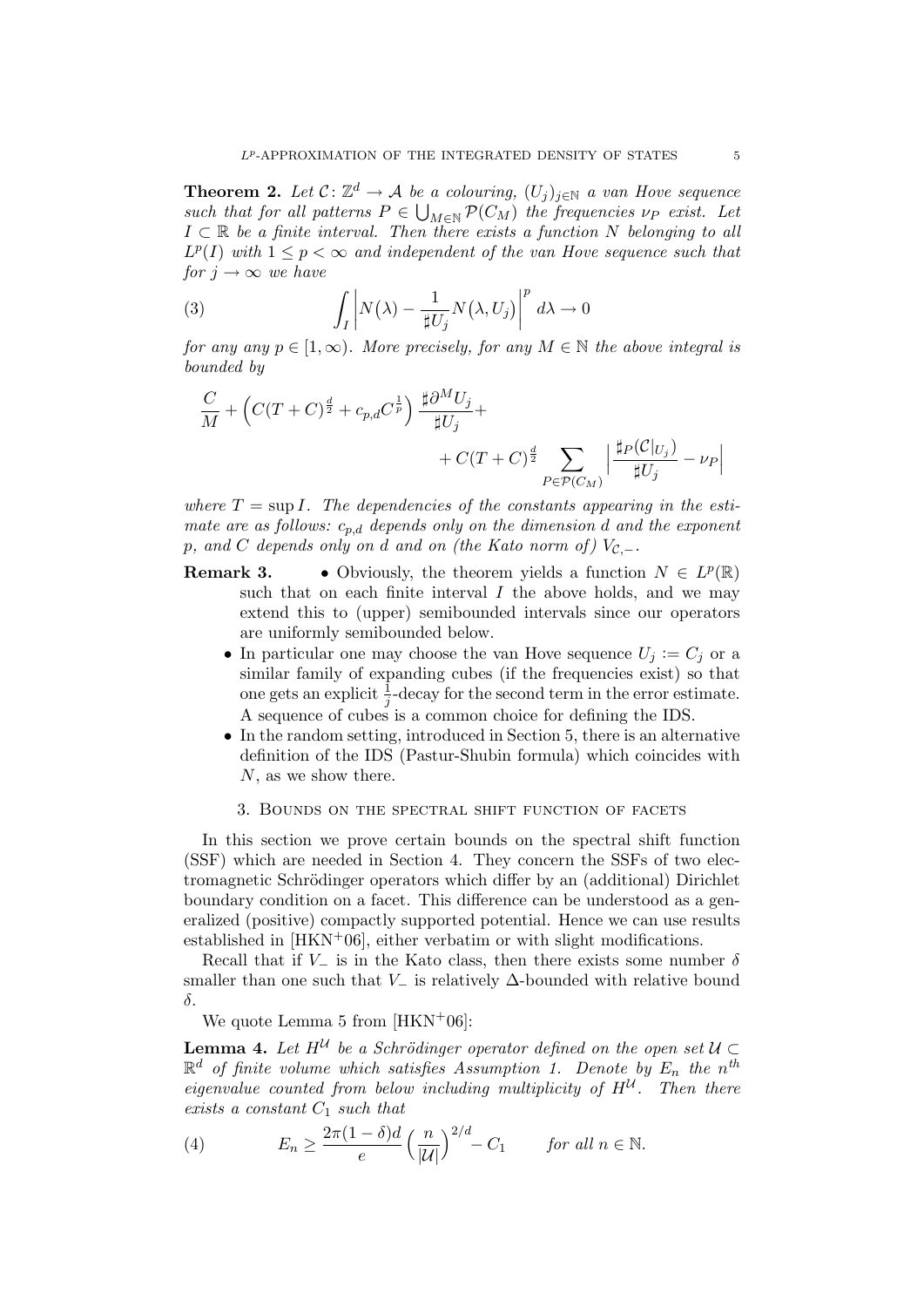**Theorem 2.** *Let $\mathcal{C}\colon \mathbb{Z}^d \to \mathcal{A}$ be a colouring, $(U_j)_{j\in\mathbb{N}}$ a van Hove sequence such that for all patterns $P \in \bigcup_{M\in\mathbb{N}} \mathcal{P}(C_M)$ the frequencies $\nu_P$ exist. Let $I \subset \mathbb{R}$ be a finite interval. Then there exists a function $N$ belonging to all $L^p(I)$ with $1 \le p < \infty$ and independent of the van Hove sequence such that for $j \to \infty$ we have*

$$\int_I \left| N(\lambda) - \frac{1}{\sharp U_j} N(\lambda, U_j) \right|^p d\lambda \to 0 \tag{3}$$

*for any any $p \in [1,\infty)$. More precisely, for any $M \in \mathbb{N}$ the above integral is bounded by*

$$\frac{C}{M} + \Big( C(T+C)^{\frac{d}{2}} + c_{p,d} C^{\frac{1}{p}} \Big) \frac{\sharp \partial^M U_j}{\sharp U_j} + \\ + C(T+C)^{\frac{d}{2}} \sum_{P\in\mathcal{P}(C_M)} \Big| \frac{\sharp_P(\mathcal{C}|_{U_j})}{\sharp U_j} - \nu_P \Big|$$

*where $T = \sup I$. The dependencies of the constants appearing in the estimate are as follows: $c_{p,d}$ depends only on the dimension $d$ and the exponent $p$, and $C$ depends only on $d$ and on (the Kato norm of) $V_{\mathcal{C},-}$.*

**Remark 3.**
- Obviously, the theorem yields a function $N \in L^p(\mathbb{R})$ such that on each finite interval $I$ the above holds, and we may extend this to (upper) semibounded intervals since our operators are uniformly semibounded below.
- In particular one may choose the van Hove sequence $U_j := C_j$ or a similar family of expanding cubes (if the frequencies exist) so that one gets an explicit $\frac{1}{j}$-decay for the second term in the error estimate. A sequence of cubes is a common choice for defining the IDS.
- In the random setting, introduced in Section 5, there is an alternative definition of the IDS (Pastur-Shubin formula) which coincides with $N$, as we show there.

## 3. Bounds on the spectral shift function of facets

In this section we prove certain bounds on the spectral shift function (SSF) which are needed in Section 4. They concern the SSFs of two electromagnetic Schrödinger operators which differ by an (additional) Dirichlet boundary condition on a facet. This difference can be understood as a generalized (positive) compactly supported potential. Hence we can use results established in [HKN+06], either verbatim or with slight modifications.

Recall that if $V_-$ is in the Kato class, then there exists some number $\delta$ smaller than one such that $V_-$ is relatively $\Delta$-bounded with relative bound $\delta$.

We quote Lemma 5 from [HKN+06]:

**Lemma 4.** *Let $H^{\mathcal{U}}$ be a Schrödinger operator defined on the open set $\mathcal{U} \subset \mathbb{R}^d$ of finite volume which satisfies Assumption 1. Denote by $E_n$ the $n^{th}$ eigenvalue counted from below including multiplicity of $H^{\mathcal{U}}$. Then there exists a constant $C_1$ such that*

$$E_n \ge \frac{2\pi(1-\delta)d}{e} \Big( \frac{n}{|\mathcal{U}|} \Big)^{2/d} - C_1 \qquad \textit{for all } n \in \mathbb{N}. \tag{4}$$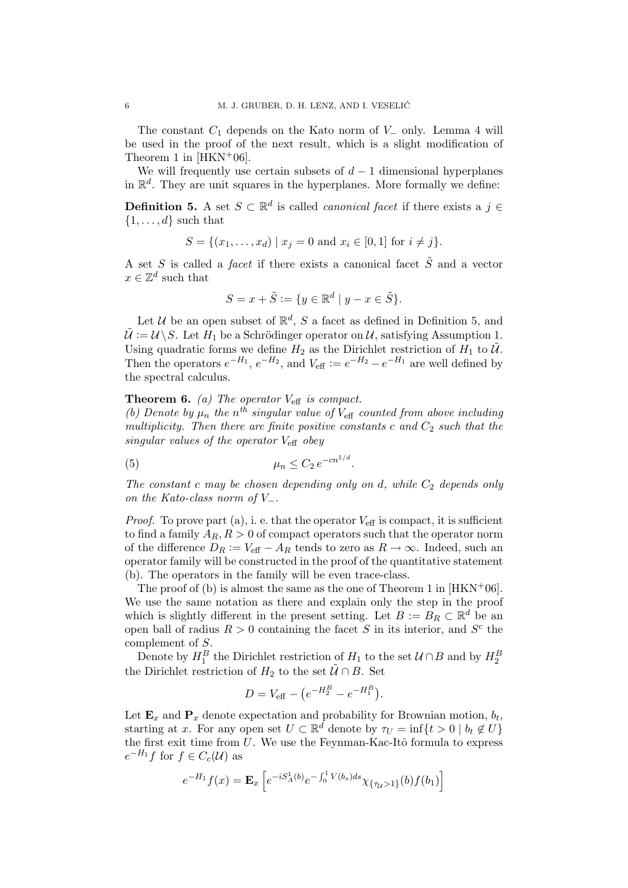The constant $C_1$ depends on the Kato norm of $V_-$ only. Lemma 4 will be used in the proof of the next result, which is a slight modification of Theorem 1 in [HKN+06].

We will frequently use certain subsets of $d-1$ dimensional hyperplanes in $\mathbb{R}^d$. They are unit squares in the hyperplanes. More formally we define:

**Definition 5.** A set $S \subset \mathbb{R}^d$ is called *canonical facet* if there exists a $j \in \{1, \dots, d\}$ such that

$$S = \{(x_1, \dots, x_d) \mid x_j = 0 \text{ and } x_i \in [0,1] \text{ for } i \neq j\}.$$

A set $S$ is called a *facet* if there exists a canonical facet $\tilde{S}$ and a vector $x \in \mathbb{Z}^d$ such that

$$S = x + \tilde{S} := \{y \in \mathbb{R}^d \mid y - x \in \tilde{S}\}.$$

Let $\mathcal{U}$ be an open subset of $\mathbb{R}^d$, $S$ a facet as defined in Definition 5, and $\tilde{\mathcal{U}} := \mathcal{U} \setminus S$. Let $H_1$ be a Schrödinger operator on $\mathcal{U}$, satisfying Assumption 1. Using quadratic forms we define $H_2$ as the Dirichlet restriction of $H_1$ to $\tilde{\mathcal{U}}$. Then the operators $e^{-H_1}$, $e^{-H_2}$, and $V_{\text{eff}} := e^{-H_2} - e^{-H_1}$ are well defined by the spectral calculus.

**Theorem 6.** *(a) The operator $V_{\text{eff}}$ is compact.*
*(b) Denote by $\mu_n$ the $n^{th}$ singular value of $V_{\text{eff}}$ counted from above including multiplicity. Then there are finite positive constants $c$ and $C_2$ such that the singular values of the operator $V_{\text{eff}}$ obey*

$$\mu_n \leq C_2 \, e^{-cn^{1/d}}. \tag{5}$$

*The constant $c$ may be chosen depending only on $d$, while $C_2$ depends only on the Kato-class norm of $V_-$.*

*Proof.* To prove part (a), i. e. that the operator $V_{\text{eff}}$ is compact, it is sufficient to find a family $A_R, R > 0$ of compact operators such that the operator norm of the difference $D_R := V_{\text{eff}} - A_R$ tends to zero as $R \to \infty$. Indeed, such an operator family will be constructed in the proof of the quantitative statement (b). The operators in the family will be even trace-class.

The proof of (b) is almost the same as the one of Theorem 1 in [HKN+06]. We use the same notation as there and explain only the step in the proof which is slightly different in the present setting. Let $B := B_R \subset \mathbb{R}^d$ be an open ball of radius $R > 0$ containing the facet $S$ in its interior, and $S^c$ the complement of $S$.

Denote by $H_1^B$ the Dirichlet restriction of $H_1$ to the set $\mathcal{U} \cap B$ and by $H_2^B$ the Dirichlet restriction of $H_2$ to the set $\tilde{\mathcal{U}} \cap B$. Set

$$D = V_{\text{eff}} - \left(e^{-H_2^B} - e^{-H_1^B}\right).$$

Let $\mathbf{E}_x$ and $\mathbf{P}_x$ denote expectation and probability for Brownian motion, $b_t$, starting at $x$. For any open set $U \subset \mathbb{R}^d$ denote by $\tau_U = \inf\{t > 0 \mid b_t \notin U\}$ the first exit time from $U$. We use the Feynman-Kac-Itô formula to express $e^{-H_1} f$ for $f \in C_c(\mathcal{U})$ as

$$e^{-H_1} f(x) = \mathbf{E}_x \left[ e^{-iS_A^1(b)} e^{-\int_0^1 V(b_s)ds} \chi_{\{\tau_{\mathcal{U}} > 1\}}(b) f(b_1) \right]$$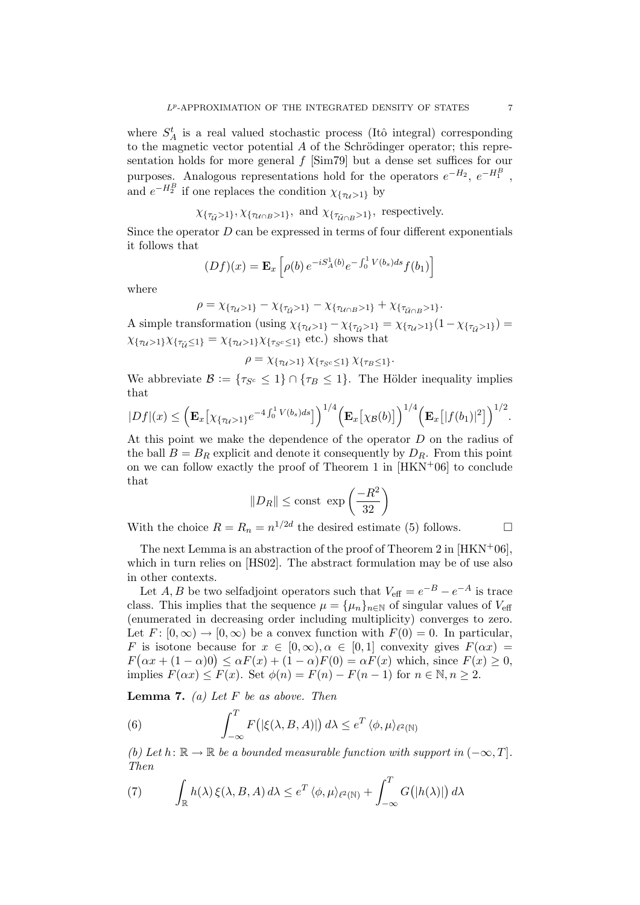where $S_A^t$ is a real valued stochastic process (Itô integral) corresponding to the magnetic vector potential $A$ of the Schrödinger operator; this representation holds for more general $f$ [Sim79] but a dense set suffices for our purposes. Analogous representations hold for the operators $e^{-H_2}$, $e^{-H_1^B}$, and $e^{-H_2^B}$ if one replaces the condition $\chi_{\{\tau_{\mathcal{U}}>1\}}$ by

$$\chi_{\{\tau_{\tilde{\mathcal{U}}}>1\}}, \chi_{\{\tau_{\mathcal{U}\cap B}>1\}}, \text{ and } \chi_{\{\tau_{\tilde{\mathcal{U}}\cap B}>1\}}, \text{ respectively.}$$

Since the operator $D$ can be expressed in terms of four different exponentials it follows that

$$(Df)(x) = \mathbf{E}_x \left[ \rho(b)\, e^{-iS_A^1(b)} e^{-\int_0^1 V(b_s)ds} f(b_1) \right]$$

where

$$\rho = \chi_{\{\tau_{\mathcal{U}}>1\}} - \chi_{\{\tau_{\tilde{\mathcal{U}}}>1\}} - \chi_{\{\tau_{\mathcal{U}\cap B}>1\}} + \chi_{\{\tau_{\tilde{\mathcal{U}}\cap B}>1\}}.$$

A simple transformation (using $\chi_{\{\tau_{\mathcal{U}}>1\}} - \chi_{\{\tau_{\tilde{\mathcal{U}}}>1\}} = \chi_{\{\tau_{\mathcal{U}}>1\}}(1 - \chi_{\{\tau_{\tilde{\mathcal{U}}}>1\}}) = \chi_{\{\tau_{\mathcal{U}}>1\}}\chi_{\{\tau_{\tilde{\mathcal{U}}}\leq 1\}} = \chi_{\{\tau_{\mathcal{U}}>1\}}\chi_{\{\tau_{S^c}\leq 1\}}$ etc.) shows that

$$\rho = \chi_{\{\tau_{\mathcal{U}}>1\}}\, \chi_{\{\tau_{S^c}\leq 1\}}\, \chi_{\{\tau_B\leq 1\}}.$$

We abbreviate $\mathcal{B} := \{\tau_{S^c} \leq 1\} \cap \{\tau_B \leq 1\}$. The Hölder inequality implies that

$$|Df|(x) \leq \Big(\mathbf{E}_x\big[\chi_{\{\tau_{\mathcal{U}}>1\}} e^{-4\int_0^1 V(b_s)ds}\big]\Big)^{1/4} \Big(\mathbf{E}_x\big[\chi_{\mathcal{B}}(b)\big]\Big)^{1/4} \Big(\mathbf{E}_x\big[|f(b_1)|^2\big]\Big)^{1/2}.$$

At this point we make the dependence of the operator $D$ on the radius of the ball $B = B_R$ explicit and denote it consequently by $D_R$. From this point on we can follow exactly the proof of Theorem 1 in [HKN+06] to conclude that

$$\|D_R\| \leq \text{const } \exp\left(\frac{-R^2}{32}\right)$$

With the choice $R = R_n = n^{1/2d}$ the desired estimate (5) follows. □

The next Lemma is an abstraction of the proof of Theorem 2 in [HKN+06], which in turn relies on [HS02]. The abstract formulation may be of use also in other contexts.

Let $A, B$ be two selfadjoint operators such that $V_{\text{eff}} = e^{-B} - e^{-A}$ is trace class. This implies that the sequence $\mu = \{\mu_n\}_{n\in\mathbb{N}}$ of singular values of $V_{\text{eff}}$ (enumerated in decreasing order including multiplicity) converges to zero. Let $F\colon [0,\infty) \to [0,\infty)$ be a convex function with $F(0) = 0$. In particular, $F$ is isotone because for $x \in [0,\infty), \alpha \in [0,1]$ convexity gives $F(\alpha x) = F\big(\alpha x + (1-\alpha)0\big) \leq \alpha F(x) + (1-\alpha)F(0) = \alpha F(x)$ which, since $F(x) \geq 0$, implies $F(\alpha x) \leq F(x)$. Set $\phi(n) = F(n) - F(n-1)$ for $n \in \mathbb{N}, n \geq 2$.

**Lemma 7.** *(a) Let $F$ be as above. Then*

$$\int_{-\infty}^{T} F\big(|\xi(\lambda, B, A)|\big)\, d\lambda \leq e^T \langle \phi, \mu \rangle_{\ell^2(\mathbb{N})} \tag{6}$$

*(b) Let $h\colon \mathbb{R} \to \mathbb{R}$ be a bounded measurable function with support in $(-\infty, T]$. Then*

$$\int_{\mathbb{R}} h(\lambda)\, \xi(\lambda, B, A)\, d\lambda \leq e^T \langle \phi, \mu \rangle_{\ell^2(\mathbb{N})} + \int_{-\infty}^{T} G\big(|h(\lambda)|\big)\, d\lambda \tag{7}$$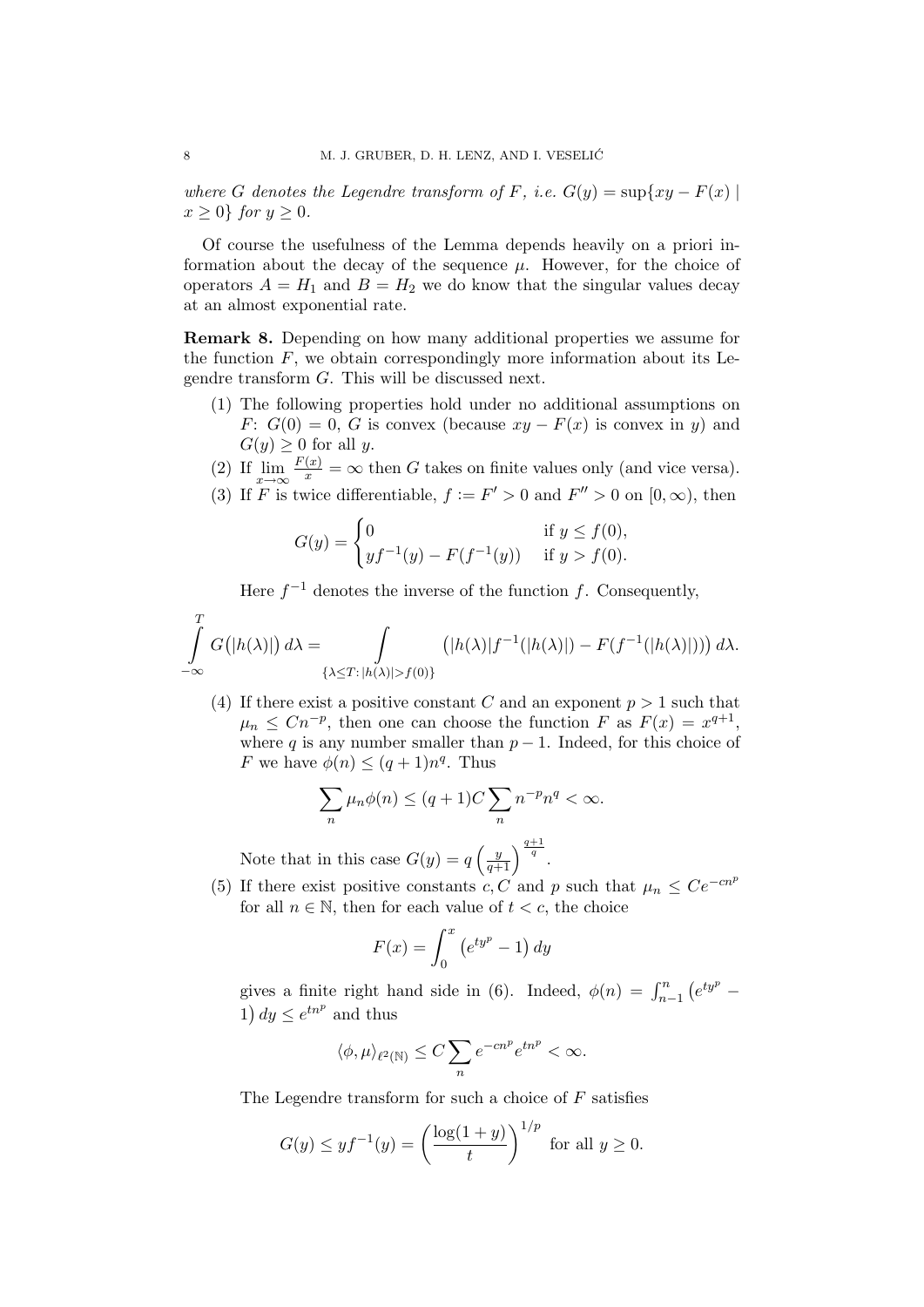*where $G$ denotes the Legendre transform of $F$, i.e. $G(y) = \sup\{xy - F(x) \mid x \geq 0\}$ for $y \geq 0$.*

Of course the usefulness of the Lemma depends heavily on a priori information about the decay of the sequence $\mu$. However, for the choice of operators $A = H_1$ and $B = H_2$ we do know that the singular values decay at an almost exponential rate.

**Remark 8.** Depending on how many additional properties we assume for the function $F$, we obtain correspondingly more information about its Legendre transform $G$. This will be discussed next.

1. The following properties hold under no additional assumptions on $F$: $G(0) = 0$, $G$ is convex (because $xy - F(x)$ is convex in $y$) and $G(y) \geq 0$ for all $y$.
2. If $\lim_{x\to\infty} \frac{F(x)}{x} = \infty$ then $G$ takes on finite values only (and vice versa).
3. If $F$ is twice differentiable, $f := F' > 0$ and $F'' > 0$ on $[0, \infty)$, then

   $$G(y) = \begin{cases} 0 & \text{if } y \leq f(0), \\ yf^{-1}(y) - F(f^{-1}(y)) & \text{if } y > f(0). \end{cases}$$

   Here $f^{-1}$ denotes the inverse of the function $f$. Consequently,

   $$\int_{-\infty}^{T} G\big(|h(\lambda)|\big)\, d\lambda = \int_{\{\lambda \leq T \colon |h(\lambda)| > f(0)\}} \big(|h(\lambda)| f^{-1}(|h(\lambda)|) - F(f^{-1}(|h(\lambda)|))\big)\, d\lambda.$$

4. If there exist a positive constant $C$ and an exponent $p > 1$ such that $\mu_n \leq Cn^{-p}$, then one can choose the function $F$ as $F(x) = x^{q+1}$, where $q$ is any number smaller than $p - 1$. Indeed, for this choice of $F$ we have $\phi(n) \leq (q+1)n^q$. Thus

   $$\sum_n \mu_n \phi(n) \leq (q+1)C \sum_n n^{-p} n^q < \infty.$$

   Note that in this case $G(y) = q\left(\frac{y}{q+1}\right)^{\frac{q+1}{q}}$.
5. If there exist positive constants $c, C$ and $p$ such that $\mu_n \leq Ce^{-cn^p}$ for all $n \in \mathbb{N}$, then for each value of $t < c$, the choice

   $$F(x) = \int_0^x \left(e^{ty^p} - 1\right) dy$$

   gives a finite right hand side in (6). Indeed, $\phi(n) = \int_{n-1}^n \left(e^{ty^p} - 1\right) dy \leq e^{tn^p}$ and thus

   $$\langle \phi, \mu \rangle_{\ell^2(\mathbb{N})} \leq C \sum_n e^{-cn^p} e^{tn^p} < \infty.$$

   The Legendre transform for such a choice of $F$ satisfies

   $$G(y) \leq yf^{-1}(y) = \left(\frac{\log(1+y)}{t}\right)^{1/p} \text{ for all } y \geq 0.$$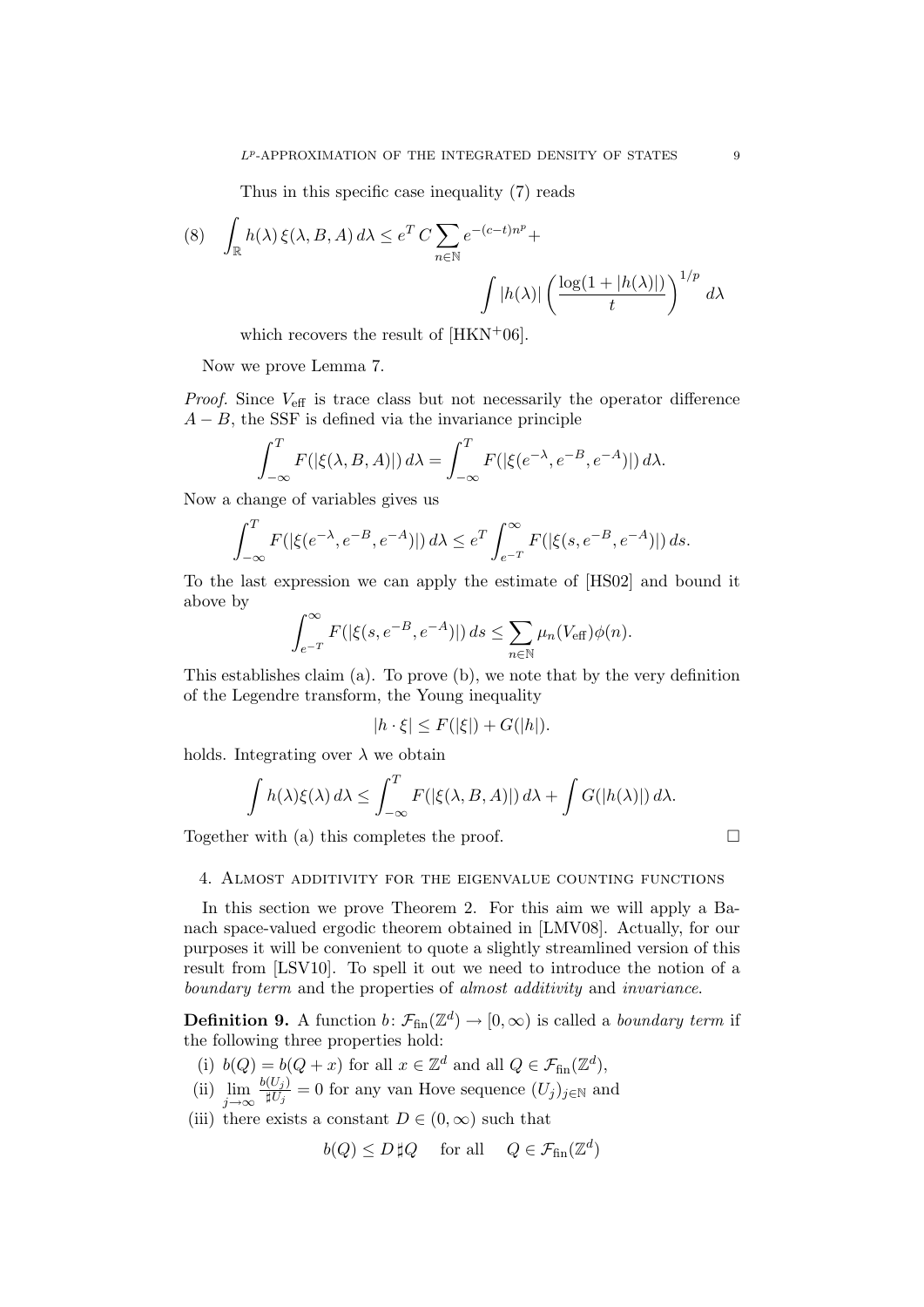Thus in this specific case inequality (7) reads

$$\int_{\mathbb{R}} h(\lambda)\,\xi(\lambda,B,A)\,d\lambda \le e^T\,C\sum_{n\in\mathbb{N}} e^{-(c-t)n^p} + \int |h(\lambda)|\left(\frac{\log(1+|h(\lambda)|)}{t}\right)^{1/p} d\lambda \tag{8}$$

which recovers the result of [HKN+06].

Now we prove Lemma 7.

*Proof.* Since $V_{\text{eff}}$ is trace class but not necessarily the operator difference $A-B$, the SSF is defined via the invariance principle

$$\int_{-\infty}^{T} F(|\xi(\lambda,B,A)|)\,d\lambda = \int_{-\infty}^{T} F(|\xi(e^{-\lambda},e^{-B},e^{-A})|)\,d\lambda.$$

Now a change of variables gives us

$$\int_{-\infty}^{T} F(|\xi(e^{-\lambda},e^{-B},e^{-A})|)\,d\lambda \le e^T\int_{e^{-T}}^{\infty} F(|\xi(s,e^{-B},e^{-A})|)\,ds.$$

To the last expression we can apply the estimate of [HS02] and bound it above by

$$\int_{e^{-T}}^{\infty} F(|\xi(s,e^{-B},e^{-A})|)\,ds \le \sum_{n\in\mathbb{N}} \mu_n(V_{\text{eff}})\phi(n).$$

This establishes claim (a). To prove (b), we note that by the very definition of the Legendre transform, the Young inequality

$$|h\cdot\xi| \le F(|\xi|) + G(|h|).$$

holds. Integrating over $\lambda$ we obtain

$$\int h(\lambda)\xi(\lambda)\,d\lambda \le \int_{-\infty}^{T} F(|\xi(\lambda,B,A)|)\,d\lambda + \int G(|h(\lambda)|)\,d\lambda.$$

Together with (a) this completes the proof. □

## 4. Almost additivity for the eigenvalue counting functions

In this section we prove Theorem 2. For this aim we will apply a Banach space-valued ergodic theorem obtained in [LMV08]. Actually, for our purposes it will be convenient to quote a slightly streamlined version of this result from [LSV10]. To spell it out we need to introduce the notion of a *boundary term* and the properties of *almost additivity* and *invariance*.

**Definition 9.** A function $b\colon \mathcal{F}_{\text{fin}}(\mathbb{Z}^d)\to[0,\infty)$ is called a *boundary term* if the following three properties hold:

(i) $b(Q)=b(Q+x)$ for all $x\in\mathbb{Z}^d$ and all $Q\in\mathcal{F}_{\text{fin}}(\mathbb{Z}^d)$,

(ii) $\lim\limits_{j\to\infty}\frac{b(U_j)}{\sharp U_j}=0$ for any van Hove sequence $(U_j)_{j\in\mathbb{N}}$ and

(iii) there exists a constant $D\in(0,\infty)$ such that

$$b(Q)\le D\,\sharp Q \quad \text{for all} \quad Q\in\mathcal{F}_{\text{fin}}(\mathbb{Z}^d)$$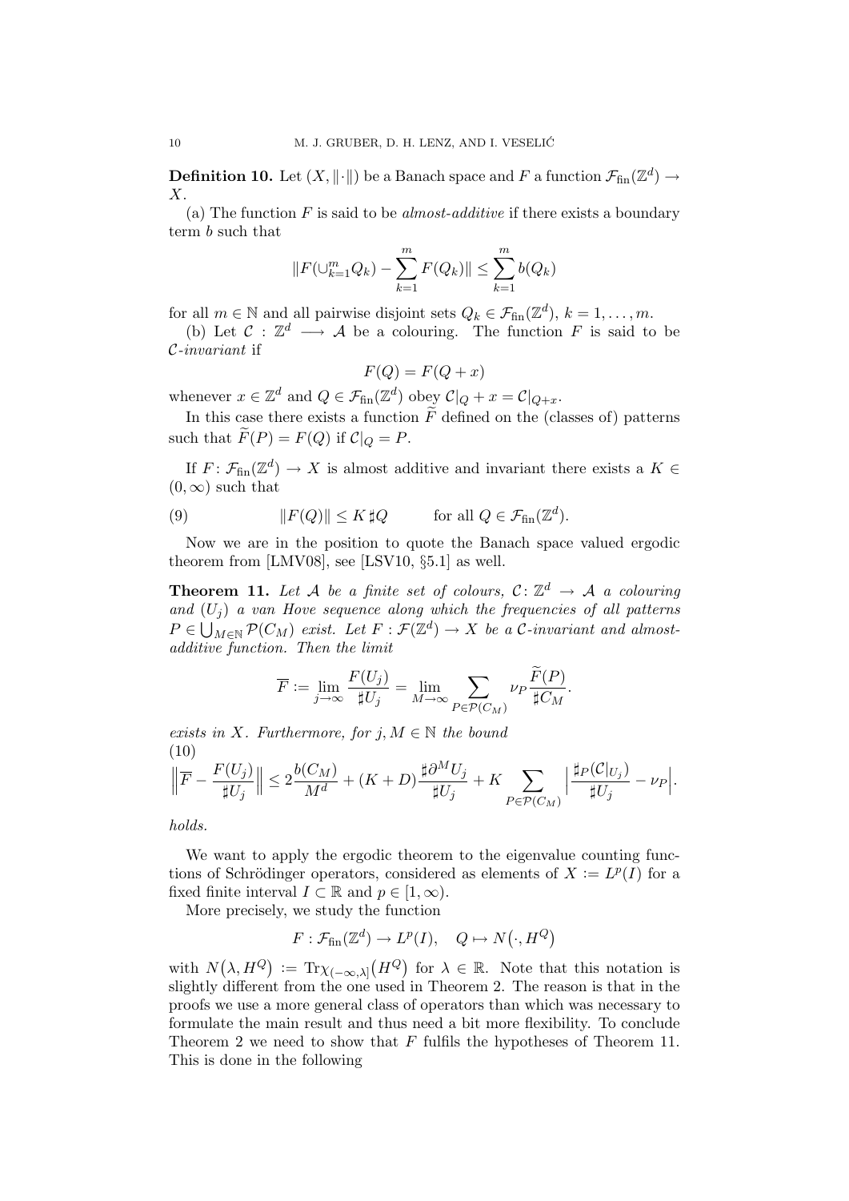**Definition 10.** Let $(X, \|\cdot\|)$ be a Banach space and $F$ a function $\mathcal{F}_{\mathrm{fin}}(\mathbb{Z}^d) \to X$.

(a) The function $F$ is said to be *almost-additive* if there exists a boundary term $b$ such that

$$\|F(\cup_{k=1}^m Q_k) - \sum_{k=1}^m F(Q_k)\| \le \sum_{k=1}^m b(Q_k)$$

for all $m \in \mathbb{N}$ and all pairwise disjoint sets $Q_k \in \mathcal{F}_{\mathrm{fin}}(\mathbb{Z}^d)$, $k = 1, \dots, m$.

(b) Let $\mathcal{C} : \mathbb{Z}^d \longrightarrow \mathcal{A}$ be a colouring. The function $F$ is said to be $\mathcal{C}$*-invariant* if

$$F(Q) = F(Q + x)$$

whenever $x \in \mathbb{Z}^d$ and $Q \in \mathcal{F}_{\mathrm{fin}}(\mathbb{Z}^d)$ obey $\mathcal{C}|_Q + x = \mathcal{C}|_{Q+x}$.

In this case there exists a function $\widetilde{F}$ defined on the (classes of) patterns such that $\widetilde{F}(P) = F(Q)$ if $\mathcal{C}|_Q = P$.

If $F \colon \mathcal{F}_{\mathrm{fin}}(\mathbb{Z}^d) \to X$ is almost additive and invariant there exists a $K \in (0, \infty)$ such that

$$\|F(Q)\| \le K \sharp Q \qquad \text{for all } Q \in \mathcal{F}_{\mathrm{fin}}(\mathbb{Z}^d). \tag{9}$$

Now we are in the position to quote the Banach space valued ergodic theorem from [LMV08], see [LSV10, §5.1] as well.

**Theorem 11.** *Let $\mathcal{A}$ be a finite set of colours, $\mathcal{C} \colon \mathbb{Z}^d \to \mathcal{A}$ a colouring and $(U_j)$ a van Hove sequence along which the frequencies of all patterns $P \in \bigcup_{M \in \mathbb{N}} \mathcal{P}(C_M)$ exist. Let $F : \mathcal{F}(\mathbb{Z}^d) \to X$ be a $\mathcal{C}$-invariant and almost-additive function. Then the limit*

$$\overline{F} := \lim_{j \to \infty} \frac{F(U_j)}{\sharp U_j} = \lim_{M \to \infty} \sum_{P \in \mathcal{P}(C_M)} \nu_P \frac{\widetilde{F}(P)}{\sharp C_M}.$$

*exists in $X$. Furthermore, for $j, M \in \mathbb{N}$ the bound*

$$\Big\|\overline{F} - \frac{F(U_j)}{\sharp U_j}\Big\| \le 2\frac{b(C_M)}{M^d} + (K + D)\frac{\sharp \partial^M U_j}{\sharp U_j} + K \sum_{P \in \mathcal{P}(C_M)} \Big| \frac{\sharp_P(\mathcal{C}|_{U_j})}{\sharp U_j} - \nu_P \Big|. \tag{10}$$

*holds.*

We want to apply the ergodic theorem to the eigenvalue counting functions of Schrödinger operators, considered as elements of $X := L^p(I)$ for a fixed finite interval $I \subset \mathbb{R}$ and $p \in [1, \infty)$.

More precisely, we study the function

$$F : \mathcal{F}_{\mathrm{fin}}(\mathbb{Z}^d) \to L^p(I), \quad Q \mapsto N\big(\cdot, H^Q\big)$$

with $N\big(\lambda, H^Q\big) := \mathrm{Tr}\chi_{(-\infty,\lambda]}\big(H^Q\big)$ for $\lambda \in \mathbb{R}$. Note that this notation is slightly different from the one used in Theorem 2. The reason is that in the proofs we use a more general class of operators than which was necessary to formulate the main result and thus need a bit more flexibility. To conclude Theorem 2 we need to show that $F$ fulfils the hypotheses of Theorem 11. This is done in the following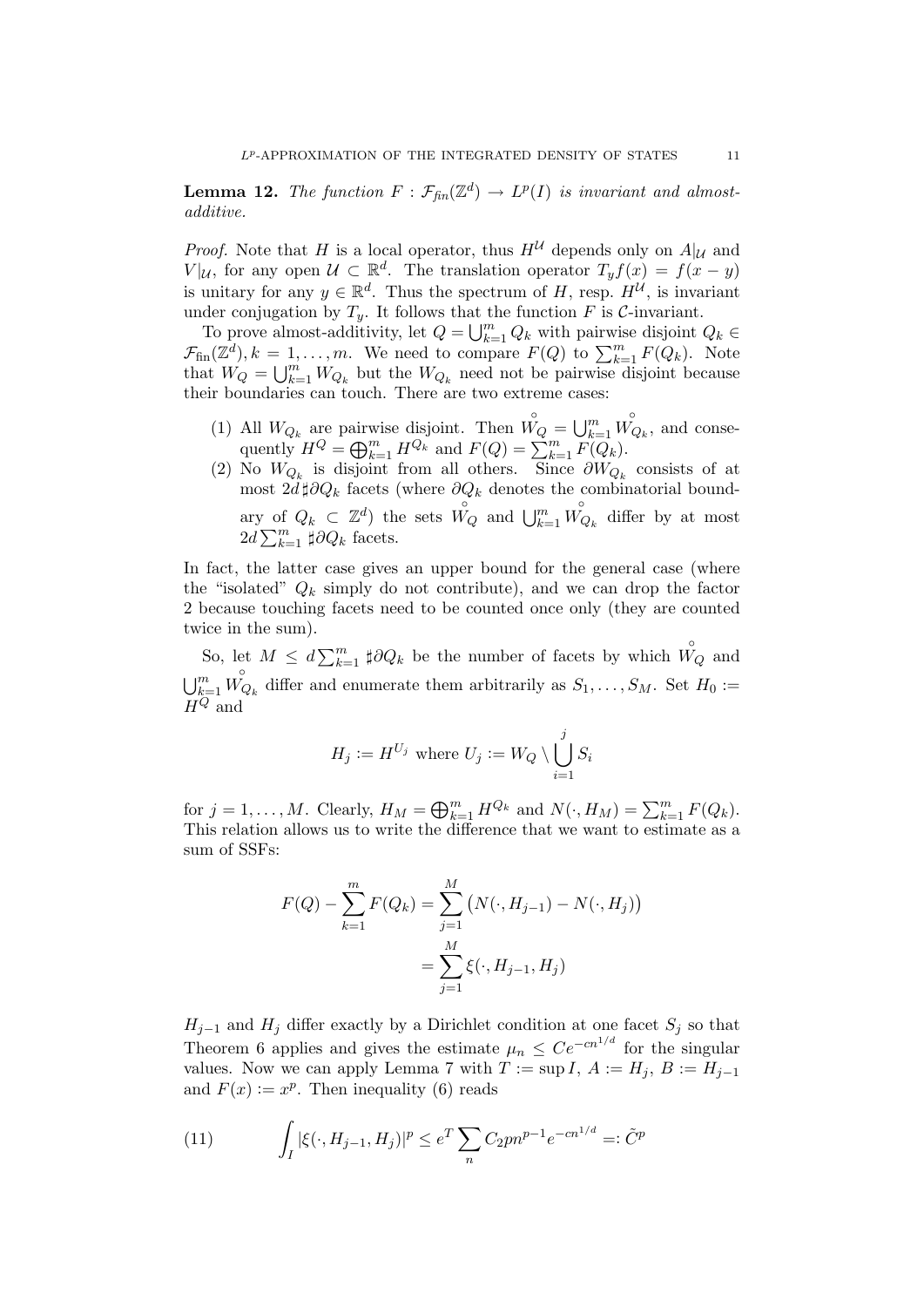**Lemma 12.** *The function $F : \mathcal{F}_{fin}(\mathbb{Z}^d) \to L^p(I)$ is invariant and almost-additive.*

*Proof.* Note that $H$ is a local operator, thus $H^{\mathcal{U}}$ depends only on $A|_{\mathcal{U}}$ and $V|_{\mathcal{U}}$, for any open $\mathcal{U} \subset \mathbb{R}^d$. The translation operator $T_y f(x) = f(x-y)$ is unitary for any $y \in \mathbb{R}^d$. Thus the spectrum of $H$, resp. $H^{\mathcal{U}}$, is invariant under conjugation by $T_y$. It follows that the function $F$ is $\mathcal{C}$-invariant.

To prove almost-additivity, let $Q = \bigcup_{k=1}^m Q_k$ with pairwise disjoint $Q_k \in \mathcal{F}_{\text{fin}}(\mathbb{Z}^d), k = 1, \dots, m$. We need to compare $F(Q)$ to $\sum_{k=1}^m F(Q_k)$. Note that $W_Q = \bigcup_{k=1}^m W_{Q_k}$ but the $W_{Q_k}$ need not be pairwise disjoint because their boundaries can touch. There are two extreme cases:

1. All $W_{Q_k}$ are pairwise disjoint. Then $\overset{\circ}{W}_Q = \bigcup_{k=1}^m \overset{\circ}{W}_{Q_k}$, and consequently $H^Q = \bigoplus_{k=1}^m H^{Q_k}$ and $F(Q) = \sum_{k=1}^m F(Q_k)$.
2. No $W_{Q_k}$ is disjoint from all others. Since $\partial W_{Q_k}$ consists of at most $2d \sharp \partial Q_k$ facets (where $\partial Q_k$ denotes the combinatorial boundary of $Q_k \subset \mathbb{Z}^d$) the sets $\overset{\circ}{W}_Q$ and $\bigcup_{k=1}^m \overset{\circ}{W}_{Q_k}$ differ by at most $2d \sum_{k=1}^m \sharp \partial Q_k$ facets.

In fact, the latter case gives an upper bound for the general case (where the "isolated" $Q_k$ simply do not contribute), and we can drop the factor 2 because touching facets need to be counted once only (they are counted twice in the sum).

So, let $M \le d \sum_{k=1}^m \sharp \partial Q_k$ be the number of facets by which $\overset{\circ}{W}_Q$ and $\bigcup_{k=1}^m \overset{\circ}{W}_{Q_k}$ differ and enumerate them arbitrarily as $S_1, \dots, S_M$. Set $H_0 := H^Q$ and

$$H_j := H^{U_j} \text{ where } U_j := W_Q \setminus \bigcup_{i=1}^j S_i$$

for $j = 1, \dots, M$. Clearly, $H_M = \bigoplus_{k=1}^m H^{Q_k}$ and $N(\cdot, H_M) = \sum_{k=1}^m F(Q_k)$. This relation allows us to write the difference that we want to estimate as a sum of SSFs:

$$\begin{aligned} F(Q) - \sum_{k=1}^m F(Q_k) &= \sum_{j=1}^M \big( N(\cdot, H_{j-1}) - N(\cdot, H_j) \big) \\ &= \sum_{j=1}^M \xi(\cdot, H_{j-1}, H_j) \end{aligned}$$

$H_{j-1}$ and $H_j$ differ exactly by a Dirichlet condition at one facet $S_j$ so that Theorem 6 applies and gives the estimate $\mu_n \le C e^{-cn^{1/d}}$ for the singular values. Now we can apply Lemma 7 with $T := \sup I$, $A := H_j$, $B := H_{j-1}$ and $F(x) := x^p$. Then inequality (6) reads

$$\int_I |\xi(\cdot, H_{j-1}, H_j)|^p \le e^T \sum_n C_2 p n^{p-1} e^{-cn^{1/d}} =: \tilde{C}^p \tag{11}$$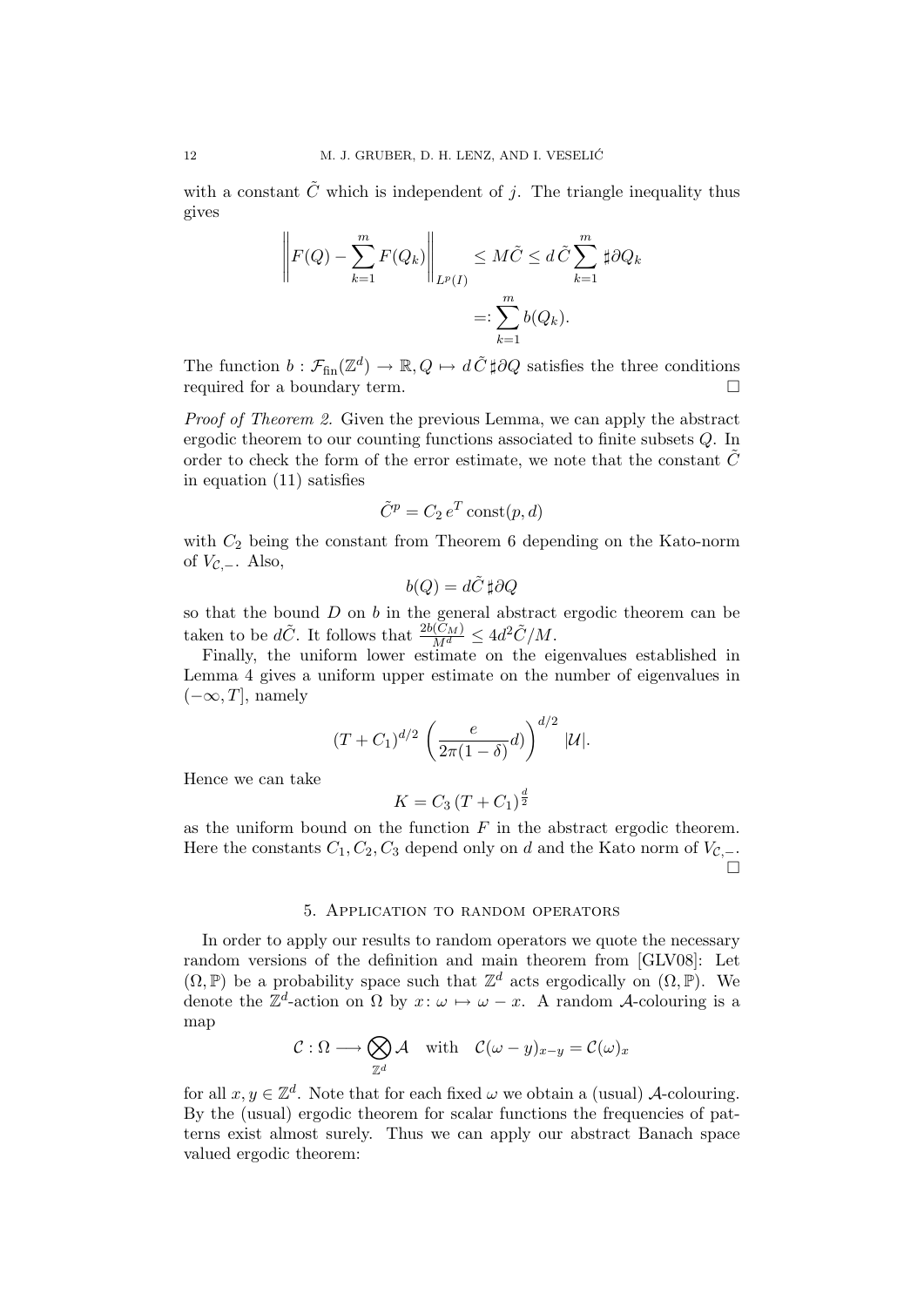with a constant $\tilde{C}$ which is independent of $j$. The triangle inequality thus gives

$$\left\| F(Q) - \sum_{k=1}^{m} F(Q_k) \right\|_{L^p(I)} \leq M\tilde{C} \leq d\,\tilde{C} \sum_{k=1}^{m} \sharp \partial Q_k$$

$$=: \sum_{k=1}^{m} b(Q_k).$$

The function $b : \mathcal{F}_{\text{fin}}(\mathbb{Z}^d) \to \mathbb{R}, Q \mapsto d\,\tilde{C}\,\sharp\partial Q$ satisfies the three conditions required for a boundary term. □

*Proof of Theorem 2.* Given the previous Lemma, we can apply the abstract ergodic theorem to our counting functions associated to finite subsets $Q$. In order to check the form of the error estimate, we note that the constant $\tilde{C}$ in equation (11) satisfies

$$\tilde{C}^p = C_2\, e^T \operatorname{const}(p, d)$$

with $C_2$ being the constant from Theorem 6 depending on the Kato-norm of $V_{\mathcal{C},-}$. Also,

$$b(Q) = d\tilde{C}\,\sharp\partial Q$$

so that the bound $D$ on $b$ in the general abstract ergodic theorem can be taken to be $d\tilde{C}$. It follows that $\frac{2b(C_M)}{M^d} \leq 4d^2\tilde{C}/M$.

Finally, the uniform lower estimate on the eigenvalues established in Lemma 4 gives a uniform upper estimate on the number of eigenvalues in $(-\infty, T]$, namely

$$(T + C_1)^{d/2} \left( \frac{e}{2\pi(1-\delta)} d \right)^{d/2} |\mathcal{U}|.$$

Hence we can take

$$K = C_3\,(T + C_1)^{\frac{d}{2}}$$

as the uniform bound on the function $F$ in the abstract ergodic theorem. Here the constants $C_1, C_2, C_3$ depend only on $d$ and the Kato norm of $V_{\mathcal{C},-}$. □

## 5. Application to random operators

In order to apply our results to random operators we quote the necessary random versions of the definition and main theorem from [GLV08]: Let $(\Omega, \mathbb{P})$ be a probability space such that $\mathbb{Z}^d$ acts ergodically on $(\Omega, \mathbb{P})$. We denote the $\mathbb{Z}^d$-action on $\Omega$ by $x \colon \omega \mapsto \omega - x$. A random $\mathcal{A}$-colouring is a map

$$\mathcal{C} : \Omega \longrightarrow \bigotimes_{\mathbb{Z}^d} \mathcal{A} \quad \text{with} \quad \mathcal{C}(\omega - y)_{x-y} = \mathcal{C}(\omega)_x$$

for all $x, y \in \mathbb{Z}^d$. Note that for each fixed $\omega$ we obtain a (usual) $\mathcal{A}$-colouring. By the (usual) ergodic theorem for scalar functions the frequencies of patterns exist almost surely. Thus we can apply our abstract Banach space valued ergodic theorem: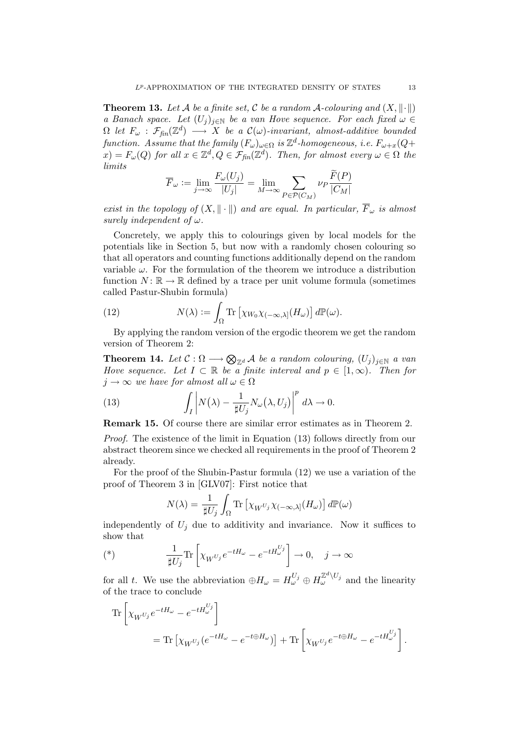**Theorem 13.** *Let $\mathcal{A}$ be a finite set, $\mathcal{C}$ be a random $\mathcal{A}$-colouring and $(X, \|\cdot\|)$ a Banach space. Let $(U_j)_{j\in\mathbb{N}}$ be a van Hove sequence. For each fixed $\omega \in \Omega$ let $F_\omega : \mathcal{F}_{fin}(\mathbb{Z}^d) \longrightarrow X$ be a $\mathcal{C}(\omega)$-invariant, almost-additive bounded function. Assume that the family $(F_\omega)_{\omega\in\Omega}$ is $\mathbb{Z}^d$-homogeneous, i.e. $F_{\omega+x}(Q+x) = F_\omega(Q)$ for all $x \in \mathbb{Z}^d, Q \in \mathcal{F}_{fin}(\mathbb{Z}^d)$. Then, for almost every $\omega \in \Omega$ the limits*

$$\overline{F}_\omega := \lim_{j\to\infty} \frac{F_\omega(U_j)}{|U_j|} = \lim_{M\to\infty} \sum_{P\in\mathcal{P}(C_M)} \nu_P \frac{\widetilde{F}(P)}{|C_M|}$$

*exist in the topology of $(X, \|\cdot\|)$ and are equal. In particular, $\overline{F}_\omega$ is almost surely independent of $\omega$.*

Concretely, we apply this to colourings given by local models for the potentials like in Section 5, but now with a randomly chosen colouring so that all operators and counting functions additionally depend on the random variable $\omega$. For the formulation of the theorem we introduce a distribution function $N : \mathbb{R} \to \mathbb{R}$ defined by a trace per unit volume formula (sometimes called Pastur-Shubin formula)

$$N(\lambda) := \int_\Omega \operatorname{Tr}\left[\chi_{W_0}\chi_{(-\infty,\lambda]}(H_\omega)\right] d\mathbb{P}(\omega). \tag{12}$$

By applying the random version of the ergodic theorem we get the random version of Theorem 2:

**Theorem 14.** *Let $\mathcal{C} : \Omega \longrightarrow \bigotimes_{\mathbb{Z}^d} \mathcal{A}$ be a random colouring, $(U_j)_{j\in\mathbb{N}}$ a van Hove sequence. Let $I \subset \mathbb{R}$ be a finite interval and $p \in [1, \infty)$. Then for $j \to \infty$ we have for almost all $\omega \in \Omega$*

$$\int_I \left| N(\lambda) - \frac{1}{\sharp U_j} N_\omega(\lambda, U_j) \right|^p d\lambda \to 0. \tag{13}$$

**Remark 15.** Of course there are similar error estimates as in Theorem 2.

*Proof.* The existence of the limit in Equation (13) follows directly from our abstract theorem since we checked all requirements in the proof of Theorem 2 already.

For the proof of the Shubin-Pastur formula (12) we use a variation of the proof of Theorem 3 in [GLV07]: First notice that

$$N(\lambda) = \frac{1}{\sharp U_j} \int_\Omega \operatorname{Tr}\left[\chi_{W^{U_j}}\chi_{(-\infty,\lambda]}(H_\omega)\right] d\mathbb{P}(\omega)$$

independently of $U_j$ due to additivity and invariance. Now it suffices to show that

$$\frac{1}{\sharp U_j} \operatorname{Tr}\left[\chi_{W^{U_j}} e^{-tH_\omega} - e^{-tH_\omega^{U_j}}\right] \to 0, \quad j \to \infty \tag{*}$$

for all $t$. We use the abbreviation $\oplus H_\omega = H_\omega^{U_j} \oplus H_\omega^{\mathbb{Z}^d\setminus U_j}$ and the linearity of the trace to conclude

$$\begin{aligned}
&\operatorname{Tr}\left[\chi_{W^{U_j}} e^{-tH_\omega} - e^{-tH_\omega^{U_j}}\right] \\
&\qquad = \operatorname{Tr}\left[\chi_{W^{U_j}}(e^{-tH_\omega} - e^{-t\oplus H_\omega})\right] + \operatorname{Tr}\left[\chi_{W^{U_j}} e^{-t\oplus H_\omega} - e^{-tH_\omega^{U_j}}\right].
\end{aligned}$$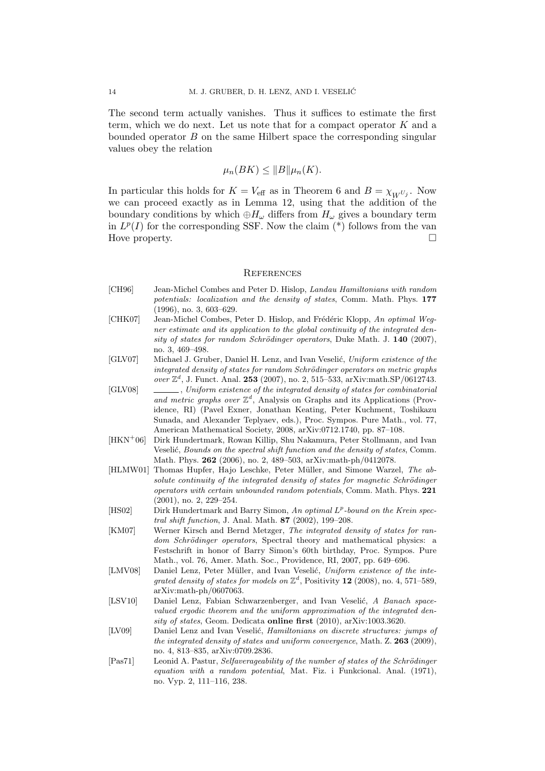The second term actually vanishes. Thus it suffices to estimate the first term, which we do next. Let us note that for a compact operator $K$ and a bounded operator $B$ on the same Hilbert space the corresponding singular values obey the relation

$$\mu_n(BK) \leq \|B\|\mu_n(K).$$

In particular this holds for $K = V_{\text{eff}}$ as in Theorem 6 and $B = \chi_{W^{U_j}}$. Now we can proceed exactly as in Lemma 12, using that the addition of the boundary conditions by which $\oplus H_\omega$ differs from $H_\omega$ gives a boundary term in $L^p(I)$ for the corresponding SSF. Now the claim (*) follows from the van Hove property. □

## References

[CH96] Jean-Michel Combes and Peter D. Hislop, *Landau Hamiltonians with random potentials: localization and the density of states*, Comm. Math. Phys. **177** (1996), no. 3, 603–629.

[CHK07] Jean-Michel Combes, Peter D. Hislop, and Frédéric Klopp, *An optimal Wegner estimate and its application to the global continuity of the integrated density of states for random Schrödinger operators*, Duke Math. J. **140** (2007), no. 3, 469–498.

[GLV07] Michael J. Gruber, Daniel H. Lenz, and Ivan Veselić, *Uniform existence of the integrated density of states for random Schrödinger operators on metric graphs over $\mathbb{Z}^d$*, J. Funct. Anal. **253** (2007), no. 2, 515–533, arXiv:math.SP/0612743.

[GLV08] ______, *Uniform existence of the integrated density of states for combinatorial and metric graphs over $\mathbb{Z}^d$*, Analysis on Graphs and its Applications (Providence, RI) (Pavel Exner, Jonathan Keating, Peter Kuchment, Toshikazu Sunada, and Alexander Teplyaev, eds.), Proc. Sympos. Pure Math., vol. 77, American Mathematical Society, 2008, arXiv:0712.1740, pp. 87–108.

[HKN+06] Dirk Hundertmark, Rowan Killip, Shu Nakamura, Peter Stollmann, and Ivan Veselić, *Bounds on the spectral shift function and the density of states*, Comm. Math. Phys. **262** (2006), no. 2, 489–503, arXiv:math-ph/0412078.

[HLMW01] Thomas Hupfer, Hajo Leschke, Peter Müller, and Simone Warzel, *The absolute continuity of the integrated density of states for magnetic Schrödinger operators with certain unbounded random potentials*, Comm. Math. Phys. **221** (2001), no. 2, 229–254.

[HS02] Dirk Hundertmark and Barry Simon, *An optimal $L^p$-bound on the Krein spectral shift function*, J. Anal. Math. **87** (2002), 199–208.

[KM07] Werner Kirsch and Bernd Metzger, *The integrated density of states for random Schrödinger operators*, Spectral theory and mathematical physics: a Festschrift in honor of Barry Simon's 60th birthday, Proc. Sympos. Pure Math., vol. 76, Amer. Math. Soc., Providence, RI, 2007, pp. 649–696.

[LMV08] Daniel Lenz, Peter Müller, and Ivan Veselić, *Uniform existence of the integrated density of states for models on $\mathbb{Z}^d$*, Positivity **12** (2008), no. 4, 571–589, arXiv:math-ph/0607063.

[LSV10] Daniel Lenz, Fabian Schwarzenberger, and Ivan Veselić, *A Banach space-valued ergodic theorem and the uniform approximation of the integrated density of states*, Geom. Dedicata **online first** (2010), arXiv:1003.3620.

[LV09] Daniel Lenz and Ivan Veselić, *Hamiltonians on discrete structures: jumps of the integrated density of states and uniform convergence*, Math. Z. **263** (2009), no. 4, 813–835, arXiv:0709.2836.

[Pas71] Leonid A. Pastur, *Selfaverageability of the number of states of the Schrödinger equation with a random potential*, Mat. Fiz. i Funkcional. Anal. (1971), no. Vyp. 2, 111–116, 238.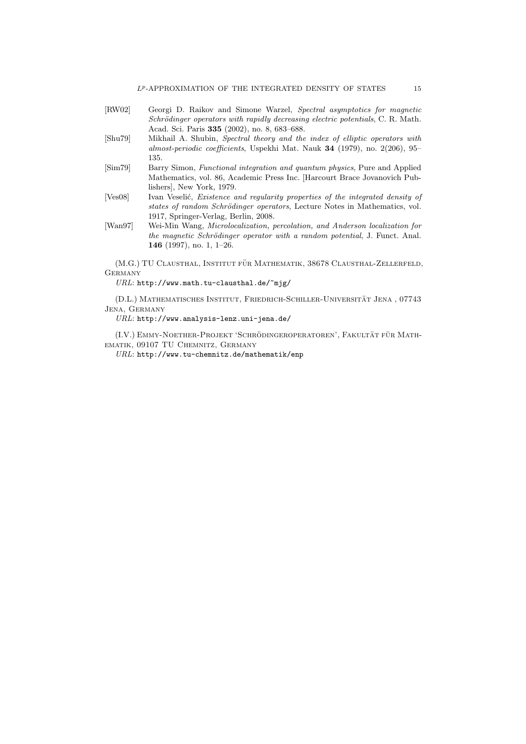[RW02] Georgi D. Raikov and Simone Warzel, *Spectral asymptotics for magnetic Schrödinger operators with rapidly decreasing electric potentials*, C. R. Math. Acad. Sci. Paris **335** (2002), no. 8, 683–688.

[Shu79] Mikhail A. Shubin, *Spectral theory and the index of elliptic operators with almost-periodic coefficients*, Uspekhi Mat. Nauk **34** (1979), no. 2(206), 95–135.

[Sim79] Barry Simon, *Functional integration and quantum physics*, Pure and Applied Mathematics, vol. 86, Academic Press Inc. [Harcourt Brace Jovanovich Publishers], New York, 1979.

[Ves08] Ivan Veselić, *Existence and regularity properties of the integrated density of states of random Schrödinger operators*, Lecture Notes in Mathematics, vol. 1917, Springer-Verlag, Berlin, 2008.

[Wan97] Wei-Min Wang, *Microlocalization, percolation, and Anderson localization for the magnetic Schrödinger operator with a random potential*, J. Funct. Anal. **146** (1997), no. 1, 1–26.

(M.G.) TU Clausthal, Institut für Mathematik, 38678 Clausthal-Zellerfeld, Germany

*URL*: http://www.math.tu-clausthal.de/~mjg/

(D.L.) Mathematisches Institut, Friedrich-Schiller-Universität Jena , 07743 Jena, Germany

*URL*: http://www.analysis-lenz.uni-jena.de/

(I.V.) Emmy-Noether-Projekt 'Schrödingeroperatoren', Fakultät für Mathematik, 09107 TU Chemnitz, Germany

*URL*: http://www.tu-chemnitz.de/mathematik/enp